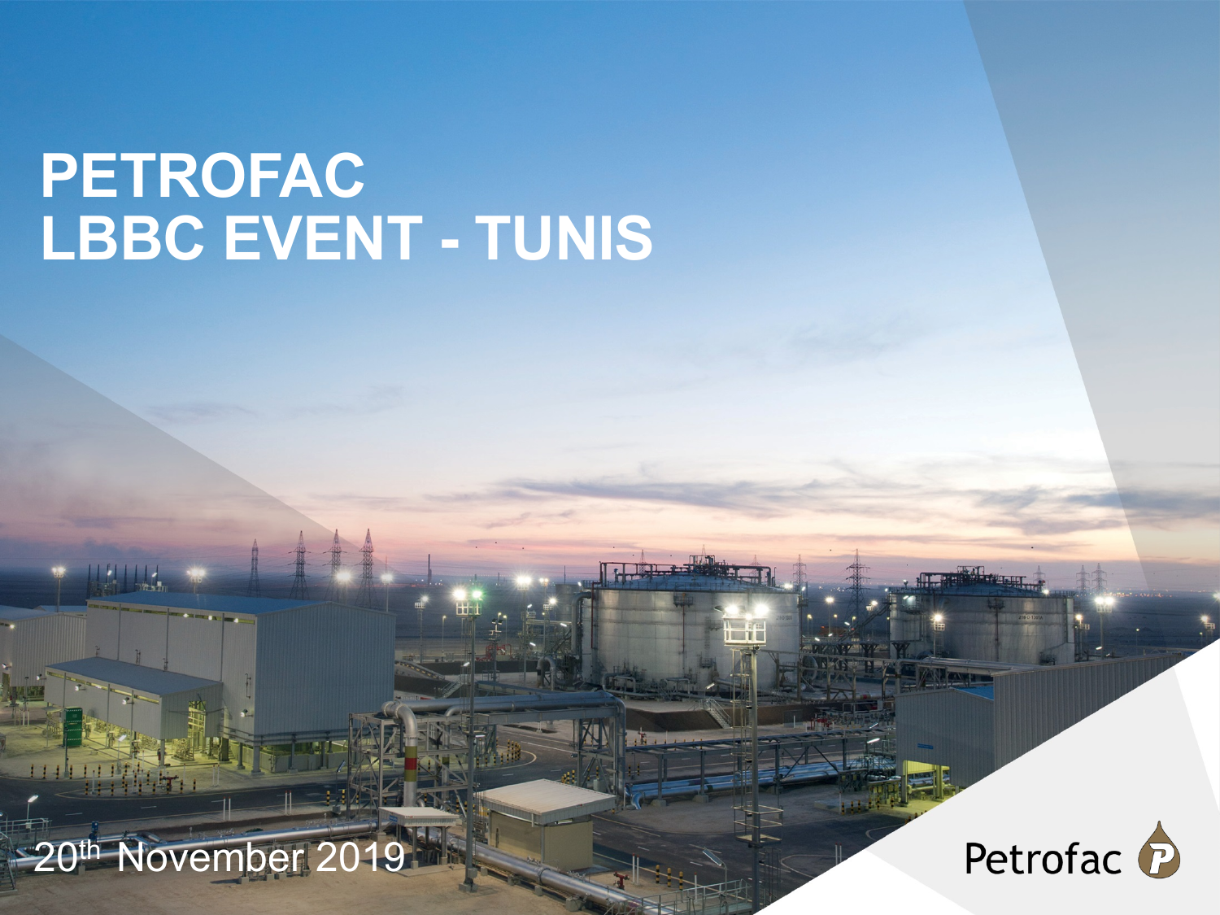# PETROFAC
# LBBC EVENT - TUNIS

20th November 2019

Petrofac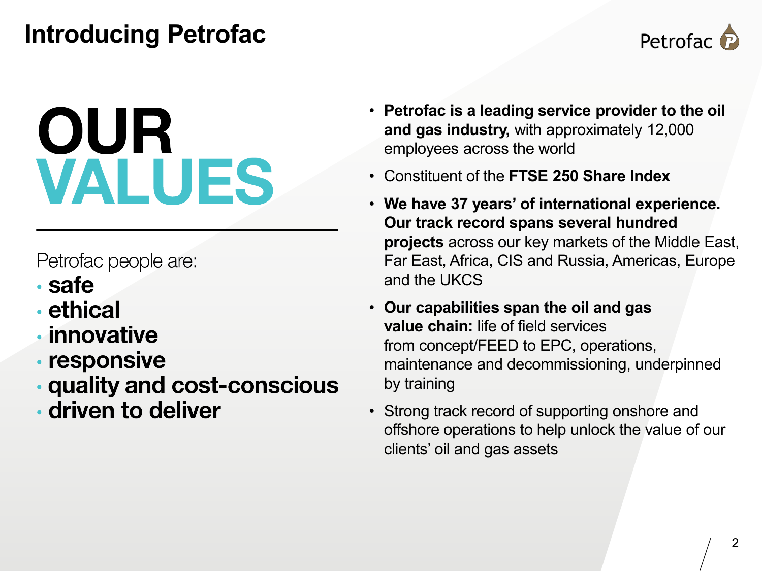# Introducing Petrofac

## OUR VALUES

Petrofac people are:

- **safe**
- **ethical**
- **innovative**
- **responsive**
- **quality and cost-conscious**
- **driven to deliver**

- **Petrofac is a leading service provider to the oil and gas industry,** with approximately 12,000 employees across the world
- Constituent of the **FTSE 250 Share Index**
- **We have 37 years' of international experience. Our track record spans several hundred projects** across our key markets of the Middle East, Far East, Africa, CIS and Russia, Americas, Europe and the UKCS
- **Our capabilities span the oil and gas value chain:** life of field services from concept/FEED to EPC, operations, maintenance and decommissioning, underpinned by training
- Strong track record of supporting onshore and offshore operations to help unlock the value of our clients' oil and gas assets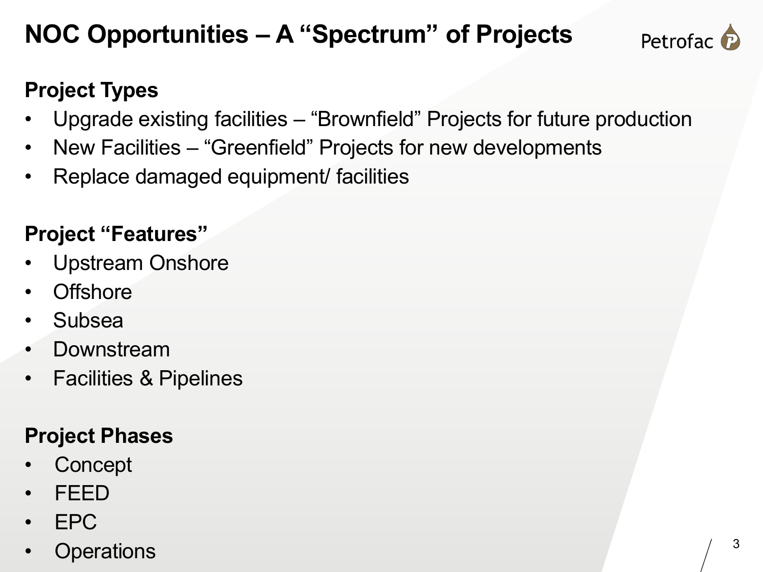# NOC Opportunities – A "Spectrum" of Projects

Petrofac

## Project Types

- Upgrade existing facilities – "Brownfield" Projects for future production
- New Facilities – "Greenfield" Projects for new developments
- Replace damaged equipment/ facilities

## Project "Features"

- Upstream Onshore
- Offshore
- Subsea
- Downstream
- Facilities & Pipelines

## Project Phases

- Concept
- FEED
- EPC
- Operations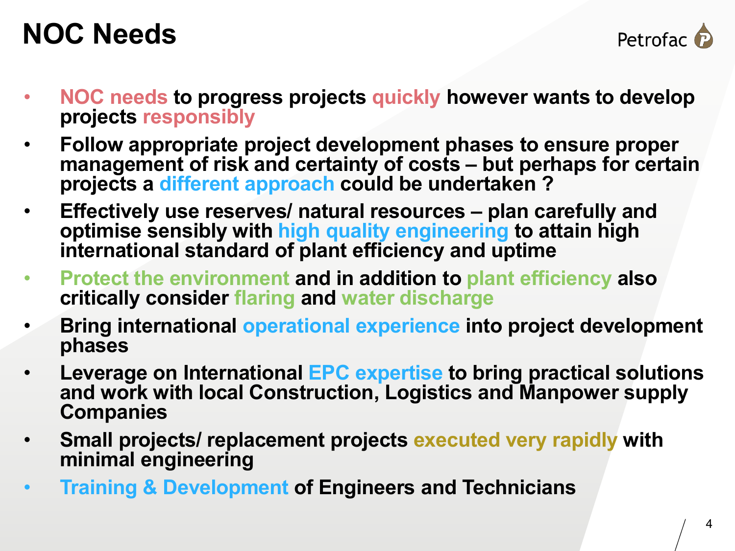# NOC Needs

- **NOC needs to progress projects quickly however wants to develop projects responsibly**
- **Follow appropriate project development phases to ensure proper management of risk and certainty of costs – but perhaps for certain projects a different approach could be undertaken ?**
- **Effectively use reserves/ natural resources – plan carefully and optimise sensibly with high quality engineering to attain high international standard of plant efficiency and uptime**
- **Protect the environment and in addition to plant efficiency also critically consider flaring and water discharge**
- **Bring international operational experience into project development phases**
- **Leverage on International EPC expertise to bring practical solutions and work with local Construction, Logistics and Manpower supply Companies**
- **Small projects/ replacement projects executed very rapidly with minimal engineering**
- **Training & Development of Engineers and Technicians**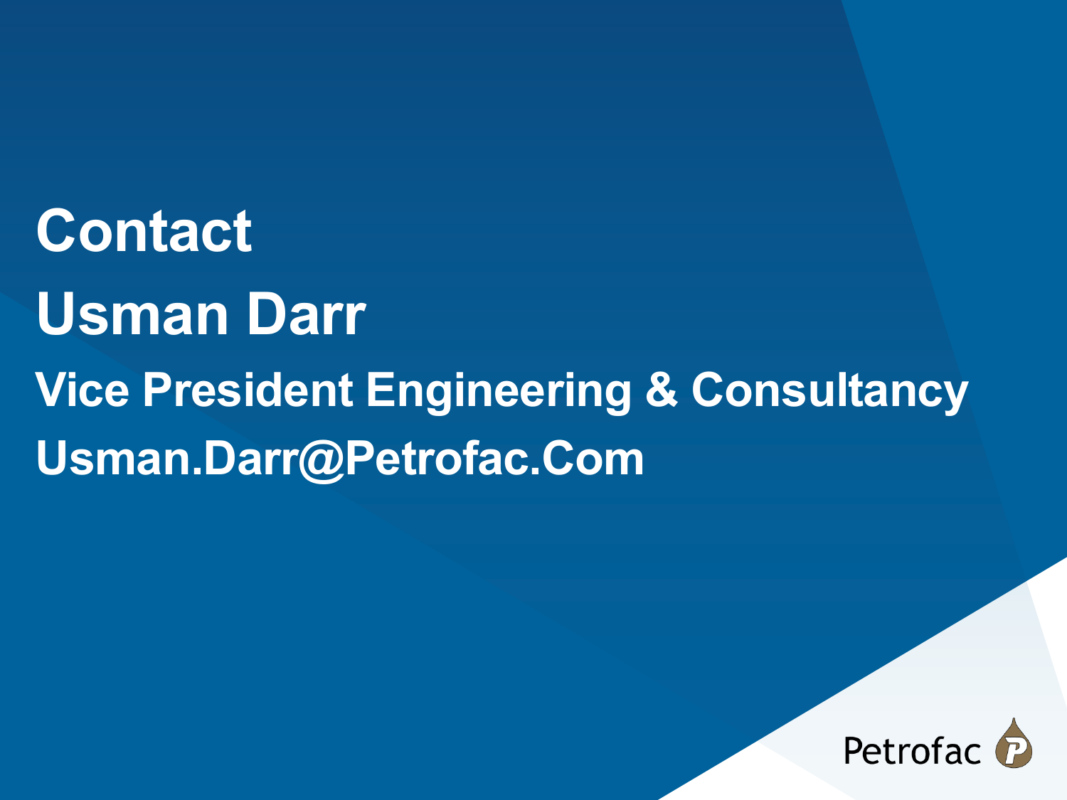# Contact

## Usman Darr

**Vice President Engineering & Consultancy**

**Usman.Darr@Petrofac.Com**

Petrofac